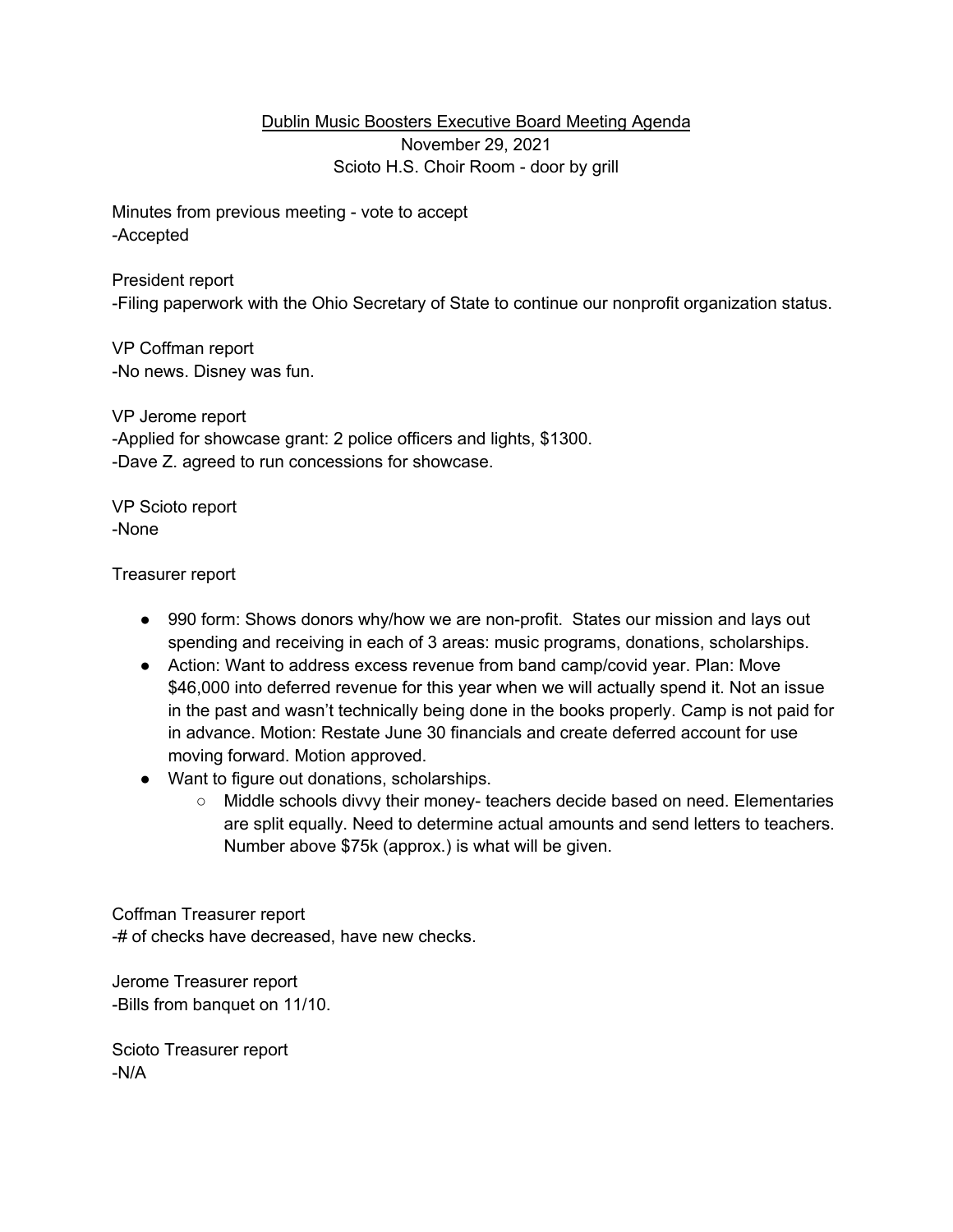# Dublin Music Boosters Executive Board Meeting Agenda

November 29, 2021

Scioto H.S. Choir Room - door by grill

Minutes from previous meeting - vote to accept
-Accepted

President report
-Filing paperwork with the Ohio Secretary of State to continue our nonprofit organization status.

VP Coffman report
-No news. Disney was fun.

VP Jerome report
-Applied for showcase grant: 2 police officers and lights, $1300.
-Dave Z. agreed to run concessions for showcase.

VP Scioto report
-None

Treasurer report

- 990 form: Shows donors why/how we are non-profit. States our mission and lays out spending and receiving in each of 3 areas: music programs, donations, scholarships.
- Action: Want to address excess revenue from band camp/covid year. Plan: Move $46,000 into deferred revenue for this year when we will actually spend it. Not an issue in the past and wasn't technically being done in the books properly. Camp is not paid for in advance. Motion: Restate June 30 financials and create deferred account for use moving forward. Motion approved.
- Want to figure out donations, scholarships.
  - Middle schools divvy their money- teachers decide based on need. Elementaries are split equally. Need to determine actual amounts and send letters to teachers. Number above $75k (approx.) is what will be given.

Coffman Treasurer report
-# of checks have decreased, have new checks.

Jerome Treasurer report
-Bills from banquet on 11/10.

Scioto Treasurer report
-N/A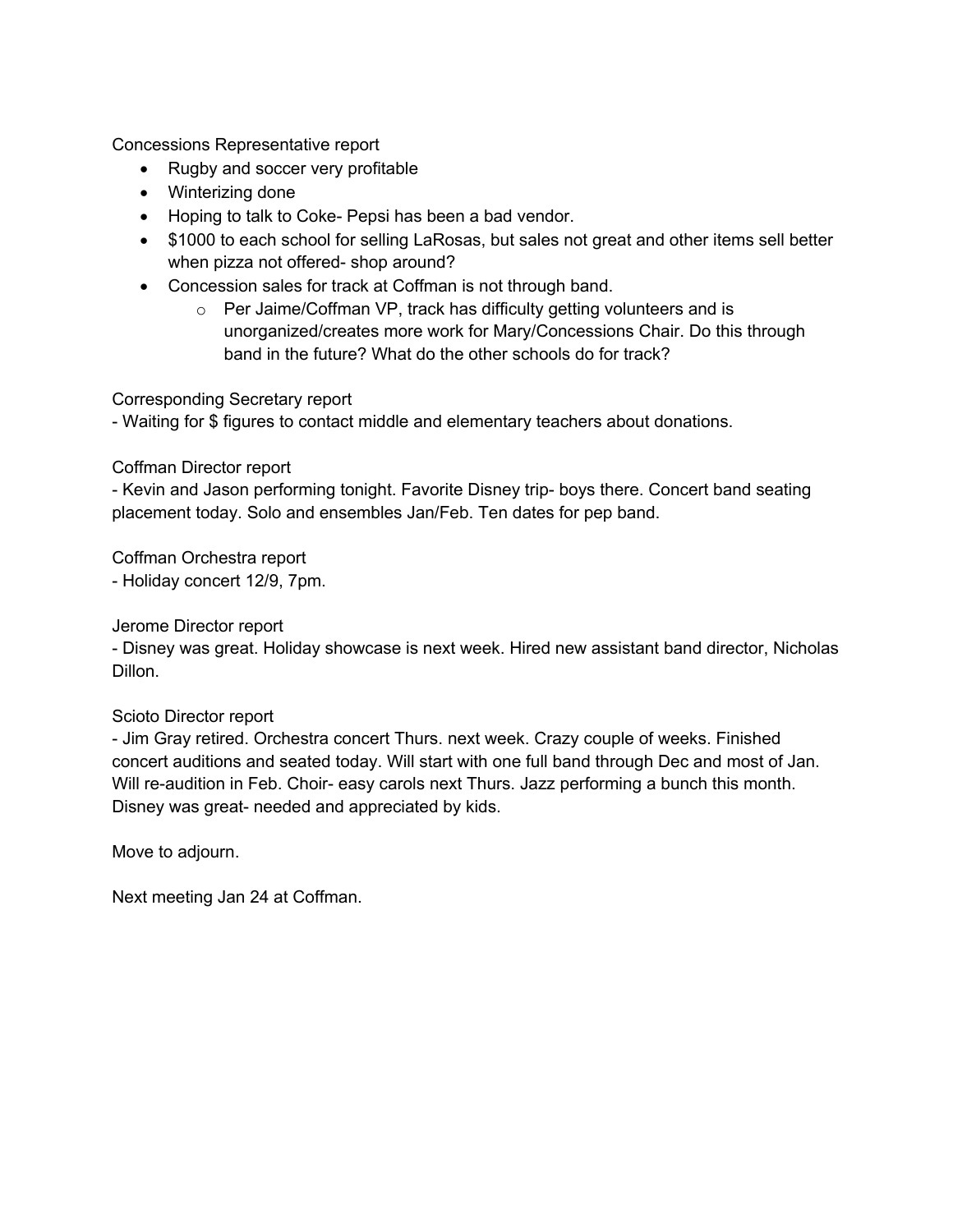Concessions Representative report

- Rugby and soccer very profitable
- Winterizing done
- Hoping to talk to Coke- Pepsi has been a bad vendor.
- $1000 to each school for selling LaRosas, but sales not great and other items sell better when pizza not offered- shop around?
- Concession sales for track at Coffman is not through band.
    - Per Jaime/Coffman VP, track has difficulty getting volunteers and is unorganized/creates more work for Mary/Concessions Chair. Do this through band in the future? What do the other schools do for track?

Corresponding Secretary report

- Waiting for $ figures to contact middle and elementary teachers about donations.

Coffman Director report

- Kevin and Jason performing tonight. Favorite Disney trip- boys there. Concert band seating placement today. Solo and ensembles Jan/Feb. Ten dates for pep band.

Coffman Orchestra report

- Holiday concert 12/9, 7pm.

Jerome Director report

- Disney was great. Holiday showcase is next week. Hired new assistant band director, Nicholas Dillon.

Scioto Director report

- Jim Gray retired. Orchestra concert Thurs. next week. Crazy couple of weeks. Finished concert auditions and seated today. Will start with one full band through Dec and most of Jan. Will re-audition in Feb. Choir- easy carols next Thurs. Jazz performing a bunch this month. Disney was great- needed and appreciated by kids.

Move to adjourn.

Next meeting Jan 24 at Coffman.